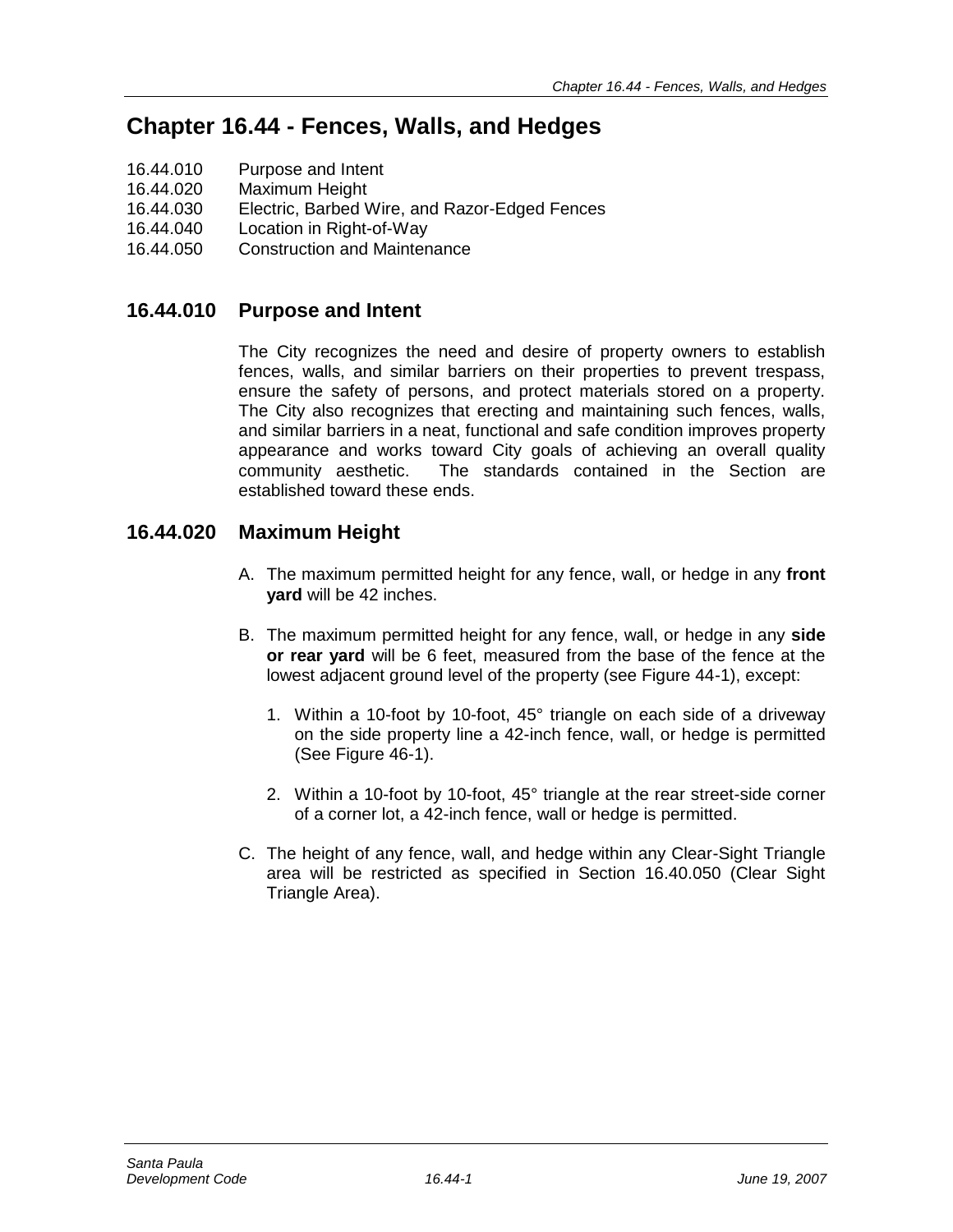# Chapter 16.44 - Fences, Walls, and Hedges

16.44.010 Purpose and Intent
16.44.020 Maximum Height
16.44.030 Electric, Barbed Wire, and Razor-Edged Fences
16.44.040 Location in Right-of-Way
16.44.050 Construction and Maintenance

## 16.44.010 Purpose and Intent

The City recognizes the need and desire of property owners to establish fences, walls, and similar barriers on their properties to prevent trespass, ensure the safety of persons, and protect materials stored on a property. The City also recognizes that erecting and maintaining such fences, walls, and similar barriers in a neat, functional and safe condition improves property appearance and works toward City goals of achieving an overall quality community aesthetic. The standards contained in the Section are established toward these ends.

## 16.44.020 Maximum Height

A. The maximum permitted height for any fence, wall, or hedge in any **front yard** will be 42 inches.

B. The maximum permitted height for any fence, wall, or hedge in any **side or rear yard** will be 6 feet, measured from the base of the fence at the lowest adjacent ground level of the property (see Figure 44-1), except:

   1. Within a 10-foot by 10-foot, 45° triangle on each side of a driveway on the side property line a 42-inch fence, wall, or hedge is permitted (See Figure 46-1).

   2. Within a 10-foot by 10-foot, 45° triangle at the rear street-side corner of a corner lot, a 42-inch fence, wall or hedge is permitted.

C. The height of any fence, wall, and hedge within any Clear-Sight Triangle area will be restricted as specified in Section 16.40.050 (Clear Sight Triangle Area).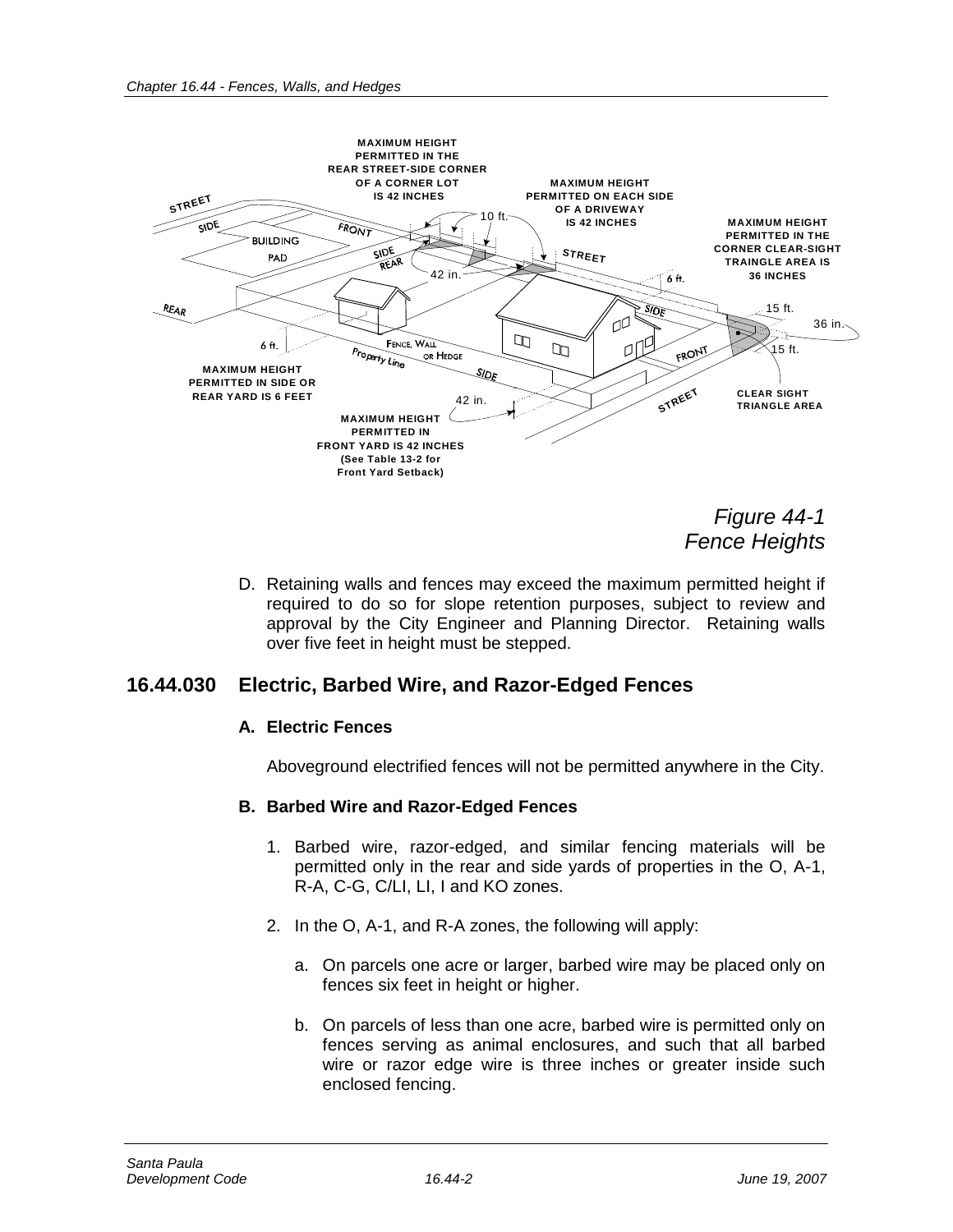MAXIMUM HEIGHT PERMITTED IN THE REAR STREET-SIDE CORNER OF A CORNER LOT IS 42 INCHES

MAXIMUM HEIGHT PERMITTED ON EACH SIDE OF A DRIVEWAY IS 42 INCHES

MAXIMUM HEIGHT PERMITTED IN THE CORNER CLEAR-SIGHT TRAINGLE AREA IS 36 INCHES

MAXIMUM HEIGHT PERMITTED IN SIDE OR REAR YARD IS 6 FEET

MAXIMUM HEIGHT PERMITTED IN FRONT YARD IS 42 INCHES (See Table 13-2 for Front Yard Setback)

CLEAR SIGHT TRIANGLE AREA

*Figure 44-1*
*Fence Heights*

D. Retaining walls and fences may exceed the maximum permitted height if required to do so for slope retention purposes, subject to review and approval by the City Engineer and Planning Director. Retaining walls over five feet in height must be stepped.

## 16.44.030 Electric, Barbed Wire, and Razor-Edged Fences

### A. Electric Fences

Aboveground electrified fences will not be permitted anywhere in the City.

### B. Barbed Wire and Razor-Edged Fences

1. Barbed wire, razor-edged, and similar fencing materials will be permitted only in the rear and side yards of properties in the O, A-1, R-A, C-G, C/LI, LI, I and KO zones.

2. In the O, A-1, and R-A zones, the following will apply:

   a. On parcels one acre or larger, barbed wire may be placed only on fences six feet in height or higher.

   b. On parcels of less than one acre, barbed wire is permitted only on fences serving as animal enclosures, and such that all barbed wire or razor edge wire is three inches or greater inside such enclosed fencing.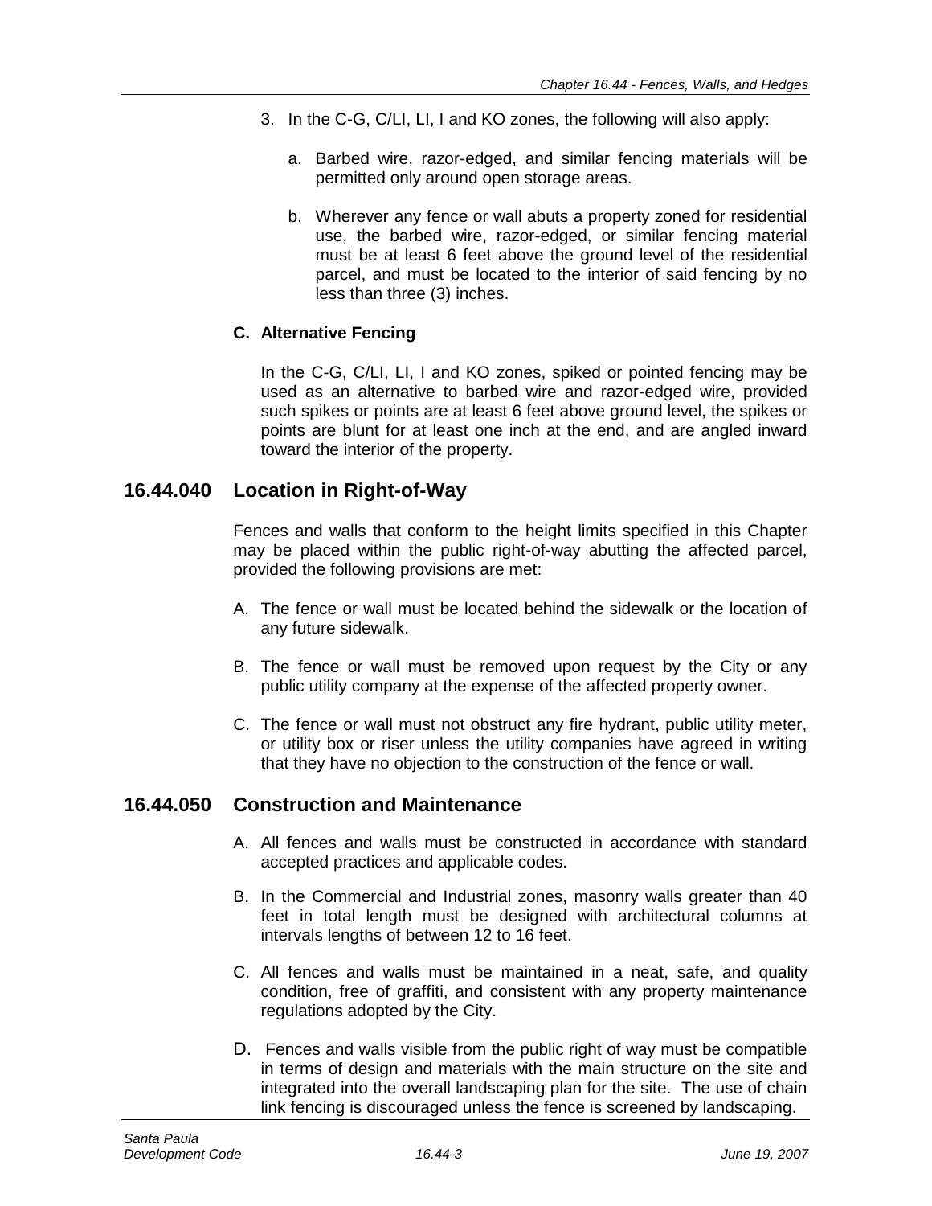3. In the C-G, C/LI, LI, I and KO zones, the following will also apply:

   a. Barbed wire, razor-edged, and similar fencing materials will be permitted only around open storage areas.

   b. Wherever any fence or wall abuts a property zoned for residential use, the barbed wire, razor-edged, or similar fencing material must be at least 6 feet above the ground level of the residential parcel, and must be located to the interior of said fencing by no less than three (3) inches.

**C. Alternative Fencing**

In the C-G, C/LI, LI, I and KO zones, spiked or pointed fencing may be used as an alternative to barbed wire and razor-edged wire, provided such spikes or points are at least 6 feet above ground level, the spikes or points are blunt for at least one inch at the end, and are angled inward toward the interior of the property.

## 16.44.040 Location in Right-of-Way

Fences and walls that conform to the height limits specified in this Chapter may be placed within the public right-of-way abutting the affected parcel, provided the following provisions are met:

A. The fence or wall must be located behind the sidewalk or the location of any future sidewalk.

B. The fence or wall must be removed upon request by the City or any public utility company at the expense of the affected property owner.

C. The fence or wall must not obstruct any fire hydrant, public utility meter, or utility box or riser unless the utility companies have agreed in writing that they have no objection to the construction of the fence or wall.

## 16.44.050 Construction and Maintenance

A. All fences and walls must be constructed in accordance with standard accepted practices and applicable codes.

B. In the Commercial and Industrial zones, masonry walls greater than 40 feet in total length must be designed with architectural columns at intervals lengths of between 12 to 16 feet.

C. All fences and walls must be maintained in a neat, safe, and quality condition, free of graffiti, and consistent with any property maintenance regulations adopted by the City.

D. Fences and walls visible from the public right of way must be compatible in terms of design and materials with the main structure on the site and integrated into the overall landscaping plan for the site. The use of chain link fencing is discouraged unless the fence is screened by landscaping.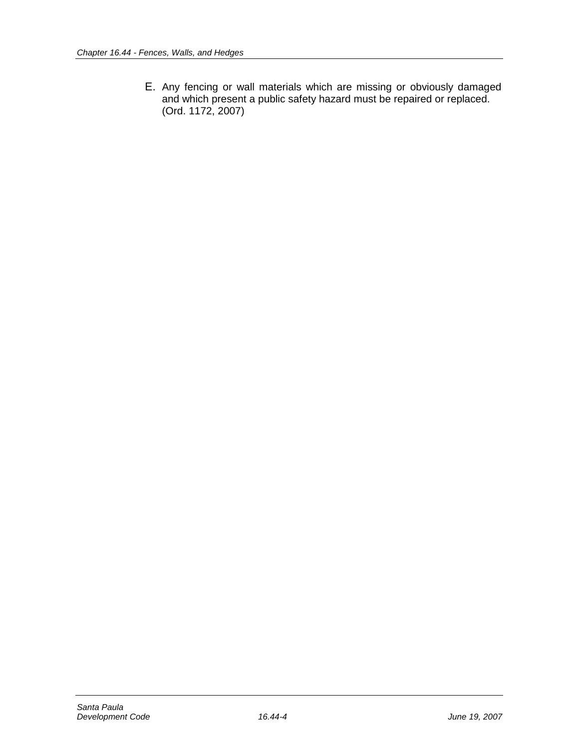E. Any fencing or wall materials which are missing or obviously damaged and which present a public safety hazard must be repaired or replaced. (Ord. 1172, 2007)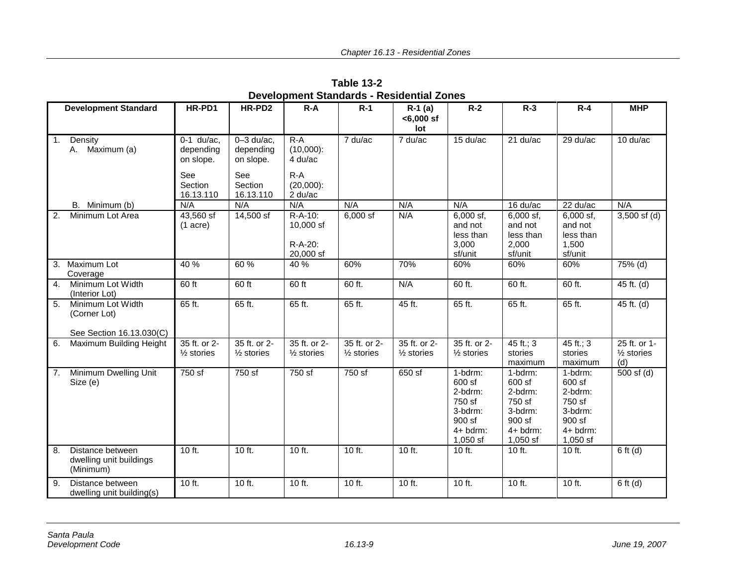**Table 13-2**
**Development Standards - Residential Zones**

| Development Standard | HR-PD1 | HR-PD2 | R-A | R-1 | R-1 (a) <6,000 sf lot | R-2 | R-3 | R-4 | MHP |
|---|---|---|---|---|---|---|---|---|---|
| 1. Density<br>A. Maximum (a) | 0-1 du/ac, depending on slope.<br>See Section 16.13.110 | 0–3 du/ac, depending on slope.<br>See Section 16.13.110 | R-A (10,000): 4 du/ac<br>R-A (20,000): 2 du/ac | 7 du/ac | 7 du/ac | 15 du/ac | 21 du/ac | 29 du/ac | 10 du/ac |
| B. Minimum (b) | N/A | N/A | N/A | N/A | N/A | N/A | 16 du/ac | 22 du/ac | N/A |
| 2. Minimum Lot Area | 43,560 sf (1 acre) | 14,500 sf | R-A-10: 10,000 sf<br>R-A-20: 20,000 sf | 6,000 sf | N/A | 6,000 sf, and not less than 3,000 sf/unit | 6,000 sf, and not less than 2,000 sf/unit | 6,000 sf, and not less than 1,500 sf/unit | 3,500 sf (d) |
| 3. Maximum Lot Coverage | 40 % | 60 % | 40 % | 60% | 70% | 60% | 60% | 60% | 75% (d) |
| 4. Minimum Lot Width (Interior Lot) | 60 ft | 60 ft | 60 ft | 60 ft. | N/A | 60 ft. | 60 ft. | 60 ft. | 45 ft. (d) |
| 5. Minimum Lot Width (Corner Lot)<br>See Section 16.13.030(C) | 65 ft. | 65 ft. | 65 ft. | 65 ft. | 45 ft. | 65 ft. | 65 ft. | 65 ft. | 45 ft. (d) |
| 6. Maximum Building Height | 35 ft. or 2-½ stories | 35 ft. or 2-½ stories | 35 ft. or 2-½ stories | 35 ft. or 2-½ stories | 35 ft. or 2-½ stories | 35 ft. or 2-½ stories | 45 ft.; 3 stories maximum | 45 ft.; 3 stories maximum | 25 ft. or 1-½ stories (d) |
| 7. Minimum Dwelling Unit Size (e) | 750 sf | 750 sf | 750 sf | 750 sf | 650 sf | 1-bdrm: 600 sf<br>2-bdrm: 750 sf<br>3-bdrm: 900 sf<br>4+ bdrm: 1,050 sf | 1-bdrm: 600 sf<br>2-bdrm: 750 sf<br>3-bdrm: 900 sf<br>4+ bdrm: 1,050 sf | 1-bdrm: 600 sf<br>2-bdrm: 750 sf<br>3-bdrm: 900 sf<br>4+ bdrm: 1,050 sf | 500 sf (d) |
| 8. Distance between dwelling unit buildings (Minimum) | 10 ft. | 10 ft. | 10 ft. | 10 ft. | 10 ft. | 10 ft. | 10 ft. | 10 ft. | 6 ft (d) |
| 9. Distance between dwelling unit building(s) | 10 ft. | 10 ft. | 10 ft. | 10 ft. | 10 ft. | 10 ft. | 10 ft. | 10 ft. | 6 ft (d) |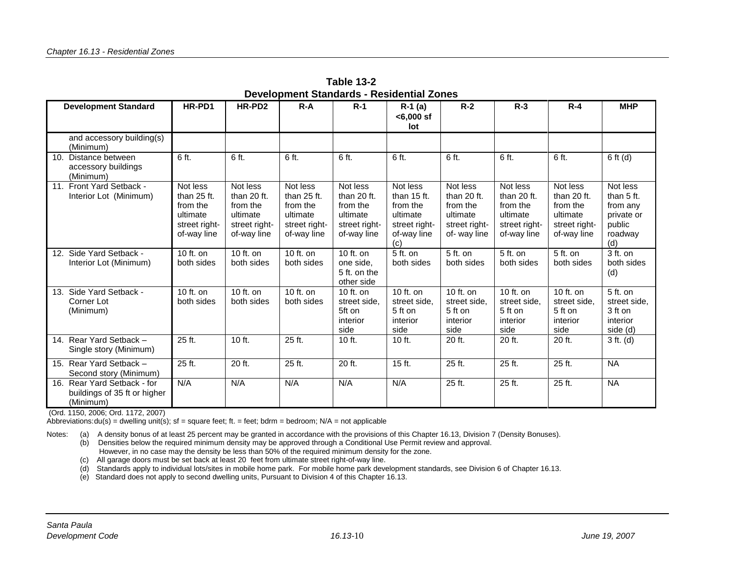**Table 13-2**
**Development Standards - Residential Zones**

| Development Standard | HR-PD1 | HR-PD2 | R-A | R-1 | R-1 (a) <6,000 sf lot | R-2 | R-3 | R-4 | MHP |
|---|---|---|---|---|---|---|---|---|---|
| and accessory building(s) (Minimum) | | | | | | | | | |
| 10. Distance between accessory buildings (Minimum) | 6 ft. | 6 ft. | 6 ft. | 6 ft. | 6 ft. | 6 ft. | 6 ft. | 6 ft. | 6 ft (d) |
| 11. Front Yard Setback - Interior Lot (Minimum) | Not less than 25 ft. from the ultimate street right-of-way line | Not less than 20 ft. from the ultimate street right-of-way line | Not less than 25 ft. from the ultimate street right-of-way line | Not less than 20 ft. from the ultimate street right-of-way line | Not less than 15 ft. from the ultimate street right-of-way line (c) | Not less than 20 ft. from the ultimate street right-of- way line | Not less than 20 ft. from the ultimate street right-of-way line | Not less than 20 ft. from the ultimate street right-of-way line | Not less than 5 ft. from any private or public roadway (d) |
| 12. Side Yard Setback - Interior Lot (Minimum) | 10 ft. on both sides | 10 ft. on both sides | 10 ft. on both sides | 10 ft. on one side, 5 ft. on the other side | 5 ft. on both sides | 5 ft. on both sides | 5 ft. on both sides | 5 ft. on both sides | 3 ft. on both sides (d) |
| 13. Side Yard Setback - Corner Lot (Minimum) | 10 ft. on both sides | 10 ft. on both sides | 10 ft. on both sides | 10 ft. on street side, 5ft on interior side | 10 ft. on street side, 5 ft on interior side | 10 ft. on street side, 5 ft on interior side | 10 ft. on street side, 5 ft on interior side | 10 ft. on street side, 5 ft on interior side | 5 ft. on street side, 3 ft on interior side (d) |
| 14. Rear Yard Setback – Single story (Minimum) | 25 ft. | 10 ft. | 25 ft. | 10 ft. | 10 ft. | 20 ft. | 20 ft. | 20 ft. | 3 ft. (d) |
| 15. Rear Yard Setback – Second story (Minimum) | 25 ft. | 20 ft. | 25 ft. | 20 ft. | 15 ft. | 25 ft. | 25 ft. | 25 ft. | NA |
| 16. Rear Yard Setback - for buildings of 35 ft or higher (Minimum) | N/A | N/A | N/A | N/A | N/A | 25 ft. | 25 ft. | 25 ft. | NA |

(Ord. 1150, 2006; Ord. 1172, 2007)

Abbreviations: du(s) = dwelling unit(s); sf = square feet; ft. = feet; bdrm = bedroom; N/A = not applicable

Notes:
(a) A density bonus of at least 25 percent may be granted in accordance with the provisions of this Chapter 16.13, Division 7 (Density Bonuses).
(b) Densities below the required minimum density may be approved through a Conditional Use Permit review and approval. However, in no case may the density be less than 50% of the required minimum density for the zone.
(c) All garage doors must be set back at least 20 feet from ultimate street right-of-way line.
(d) Standards apply to individual lots/sites in mobile home park. For mobile home park development standards, see Division 6 of Chapter 16.13.
(e) Standard does not apply to second dwelling units, Pursuant to Division 4 of this Chapter 16.13.